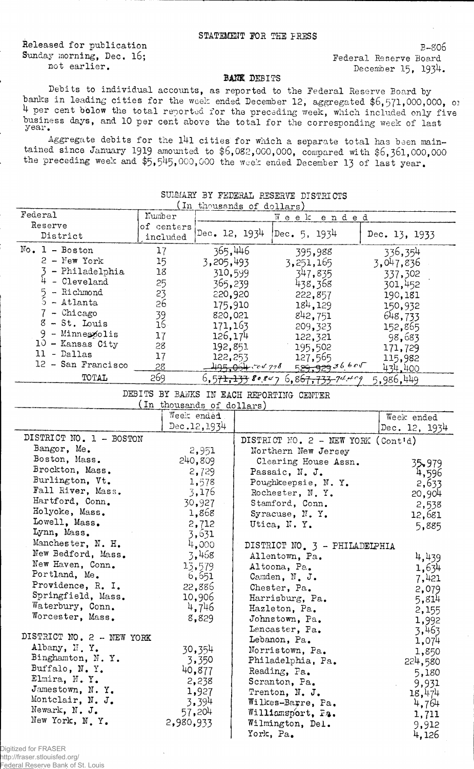STATEMENT FOR THE PRESS

Released for publication
Sunday morning, Dec. 16;
not earlier.

B-806
Federal Reserve Board
December 15, 1934.

## BANK DEBITS

Debits to individual accounts, as reported to the Federal Reserve Board by banks in leading cities for the week ended December 12, aggregated $6,571,000,000, or 4 per cent below the total reported for the preceding week, which included only five business days, and 10 per cent above the total for the corresponding week of last year.

Aggregate debits for the 141 cities for which a separate total has been maintained since January 1919 amounted to $6,082,000,000, compared with $6,361,000,000 the preceding week and $5,545,000,000 the week ended December 13 of last year.

### SUMMARY BY FEDERAL RESERVE DISTRICTS
(In thousands of dollars)

| Federal Reserve District | Number of centers included | Week ended Dec. 12, 1934 | Week ended Dec. 5, 1934 | Week ended Dec. 13, 1933 |
|---|---|---|---|---|
| No. 1 - Boston | 17 | 365,446 | 395,988 | 336,354 |
| 2 - New York | 15 | 3,205,493 | 3,251,165 | 3,047,836 |
| 3 - Philadelphia | 18 | 310,599 | 347,835 | 337,302 |
| 4 - Cleveland | 25 | 365,239 | 438,368 | 301,452 |
| 5 - Richmond | 23 | 220,920 | 222,857 | 190,181 |
| 6 - Atlanta | 26 | 175,910 | 184,129 | 150,932 |
| 7 - Chicago | 39 | 820,021 | 842,751 | 648,733 |
| 8 - St. Louis | 16 | 171,163 | 209,323 | 152,865 |
| 9 - Minneapolis | 17 | 126,174 | 122,321 | 98,683 |
| 10 - Kansas City | 28 | 192,851 | 195,502 | 171,729 |
| 11 - Dallas | 17 | 122,253 | 127,565 | 115,982 |
| 12 - San Francisco | 28 | ~~495,054~~ 504,778 | ~~529,929~~ 536,605 | 434,400 |
| TOTAL | 269 | ~~6,571,133~~ 6,580,847 | ~~6,867,733~~ 6,874,409 | 5,986,449 |

### DEBITS BY BANKS IN EACH REPORTING CENTER
(In thousands of dollars)

| | Week ended Dec. 12, 1934 |
|---|---|
| **DISTRICT NO. 1 - BOSTON** | |
| Bangor, Me. | 2,951 |
| Boston, Mass. | 240,809 |
| Brockton, Mass. | 2,729 |
| Burlington, Vt. | 1,578 |
| Fall River, Mass. | 3,176 |
| Hartford, Conn. | 30,927 |
| Holyoke, Mass. | 1,868 |
| Lowell, Mass. | 2,712 |
| Lynn, Mass. | 3,631 |
| Manchester, N. H. | 4,000 |
| New Bedford, Mass. | 3,468 |
| New Haven, Conn. | 13,579 |
| Portland, Me. | 6,651 |
| Providence, R. I. | 22,886 |
| Springfield, Mass. | 10,906 |
| Waterbury, Conn. | 4,746 |
| Worcester, Mass. | 8,829 |
| **DISTRICT NO. 2 - NEW YORK** | |
| Albany, N. Y. | 30,354 |
| Binghamton, N. Y. | 3,350 |
| Buffalo, N. Y. | 40,877 |
| Elmira, N. Y. | 2,238 |
| Jamestown, N. Y. | 1,927 |
| Montclair, N. J. | 3,394 |
| Newark, N. J. | 57,204 |
| New York, N. Y. | 2,980,933 |
| **DISTRICT NO. 2 - NEW YORK (Cont'd)** | |
| Northern New Jersey Clearing House Assn. | 35,979 |
| Passaic, N. J. | 4,596 |
| Poughkeepsie, N. Y. | 2,633 |
| Rochester, N. Y. | 20,904 |
| Stamford, Conn. | 2,538 |
| Syracuse, N. Y. | 12,681 |
| Utica, N. Y. | 5,885 |
| **DISTRICT NO. 3 - PHILADELPHIA** | |
| Allentown, Pa. | 4,439 |
| Altoona, Pa. | 1,634 |
| Camden, N. J. | 7,421 |
| Chester, Pa. | 2,079 |
| Harrisburg, Pa. | 5,814 |
| Hazleton, Pa. | 2,155 |
| Johnstown, Pa. | 1,992 |
| Lancaster, Pa. | 3,463 |
| Lebanon, Pa. | 1,074 |
| Norristown, Pa. | 1,850 |
| Philadelphia, Pa. | 224,580 |
| Reading, Pa. | 5,180 |
| Scranton, Pa. | 9,931 |
| Trenton, N. J. | 18,474 |
| Wilkes-Barre, Pa. | 4,764 |
| Williamsport, Pa. | 1,711 |
| Wilmington, Del. | 9,912 |
| York, Pa. | 4,126 |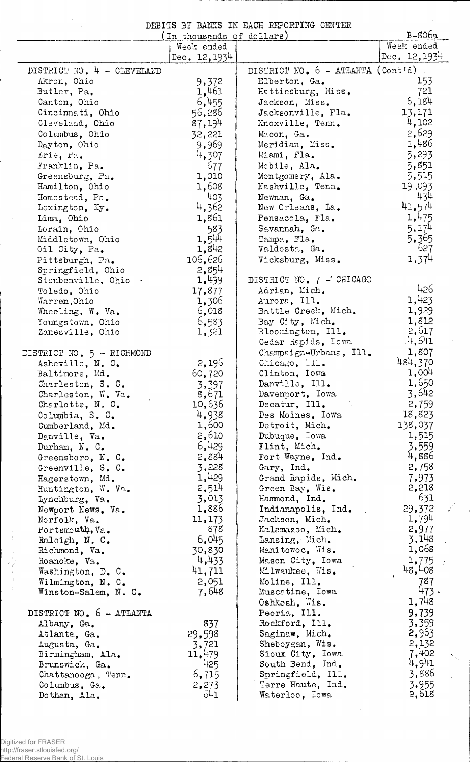# DEBITS BY BANKS IN EACH REPORTING CENTER

(In thousands of dollars)

B-806a

| | Week ended Dec. 12, 1934 | | Week ended Dec. 12, 1934 |
|---|---|---|---|
| **DISTRICT NO. 4 - CLEVELAND** | | **DISTRICT NO. 6 - ATLANTA (Cont'd)** | |
| Akron, Ohio | 9,372 | Elberton, Ga. | 153 |
| Butler, Pa. | 1,461 | Hattiesburg, Miss. | 721 |
| Canton, Ohio | 6,455 | Jackson, Miss. | 6,184 |
| Cincinnati, Ohio | 56,286 | Jacksonville, Fla. | 13,171 |
| Cleveland, Ohio | 87,194 | Knoxville, Tenn. | 4,102 |
| Columbus, Ohio | 32,221 | Macon, Ga. | 2,629 |
| Dayton, Ohio | 9,969 | Meridian, Miss. | 1,486 |
| Erie, Pa. | 4,307 | Miami, Fla. | 5,293 |
| Franklin, Pa. | 677 | Mobile, Ala. | 5,851 |
| Greensburg, Pa. | 1,010 | Montgomery, Ala. | 5,515 |
| Hamilton, Ohio | 1,608 | Nashville, Tenn. | 19,093 |
| Homestead, Pa. | 403 | Newnan, Ga. | 434 |
| Lexington, Ky. | 4,362 | New Orleans, La. | 41,574 |
| Lima, Ohio | 1,861 | Pensacola, Fla. | 1,475 |
| Lorain, Ohio | 583 | Savannah, Ga. | 5,174 |
| Middletown, Ohio | 1,544 | Tampa, Fla. | 5,365 |
| Oil City, Pa. | 1,842 | Valdosta, Ga. | 627 |
| Pittsburgh, Pa. | 106,626 | Vicksburg, Miss. | 1,374 |
| Springfield, Ohio | 2,854 | | |
| Steubenville, Ohio | 1,499 | **DISTRICT NO. 7 - CHICAGO** | |
| Toledo, Ohio | 17,877 | Adrian, Mich. | 426 |
| Warren, Ohio | 1,306 | Aurora, Ill. | 1,423 |
| Wheeling, W. Va. | 6,018 | Battle Creek, Mich. | 1,929 |
| Youngstown, Ohio | 6,583 | Bay City, Mich. | 1,812 |
| Zanesville, Ohio | 1,321 | Bloomington, Ill. | 2,617 |
| | | Cedar Rapids, Iowa | 4,641 |
| **DISTRICT NO. 5 - RICHMOND** | | Champaign-Urbana, Ill. | 1,807 |
| Asheville, N. C. | 2,196 | Chicago, Ill. | 484,370 |
| Baltimore, Md. | 60,720 | Clinton, Iowa | 1,004 |
| Charleston, S. C. | 3,397 | Danville, Ill. | 1,650 |
| Charleston, W. Va. | 8,671 | Davenport, Iowa | 3,642 |
| Charlotte, N. C. | 10,636 | Decatur, Ill. | 2,759 |
| Columbia, S. C. | 4,938 | Des Moines, Iowa | 18,823 |
| Cumberland, Md. | 1,600 | Detroit, Mich. | 138,037 |
| Danville, Va. | 2,610 | Dubuque, Iowa | 1,515 |
| Durham, N. C. | 6,429 | Flint, Mich. | 3,559 |
| Greensboro, N. C. | 2,884 | Fort Wayne, Ind. | 4,886 |
| Greenville, S. C. | 3,228 | Gary, Ind. | 2,758 |
| Hagerstown, Md. | 1,429 | Grand Rapids, Mich. | 7,973 |
| Huntington, W. Va. | 2,514 | Green Bay, Wis. | 2,218 |
| Lynchburg, Va. | 3,013 | Hammond, Ind. | 631 |
| Newport News, Va. | 1,886 | Indianapolis, Ind. | 29,372 |
| Norfolk, Va. | 11,173 | Jackson, Mich. | 1,794 |
| Portsmouth, Va. | 878 | Kalamazoo, Mich. | 2,977 |
| Raleigh, N. C. | 6,045 | Lansing, Mich. | 3,148 |
| Richmond, Va. | 30,830 | Manitowoc, Wis. | 1,068 |
| Roanoke, Va. | 4,433 | Mason City, Iowa | 1,775 |
| Washington, D. C. | 41,711 | Milwaukee, Wis. | 48,408 |
| Wilmington, N. C. | 2,051 | Moline, Ill. | 787 |
| Winston-Salem, N. C. | 7,648 | Muscatine, Iowa | 473 |
| | | Oshkosh, Wis. | 1,748 |
| **DISTRICT NO. 6 - ATLANTA** | | Peoria, Ill. | 9,739 |
| Albany, Ga. | 837 | Rockford, Ill. | 3,359 |
| Atlanta, Ga. | 29,598 | Saginaw, Mich. | 2,963 |
| Augusta, Ga. | 3,721 | Sheboygan, Wis. | 2,132 |
| Birmingham, Ala. | 11,479 | Sioux City, Iowa | 7,402 |
| Brunswick, Ga. | 425 | South Bend, Ind. | 4,941 |
| Chattanooga, Tenn. | 6,715 | Springfield, Ill. | 3,886 |
| Columbus, Ga. | 2,273 | Terre Haute, Ind. | 3,955 |
| Dothan, Ala. | 641 | Waterloo, Iowa | 2,618 |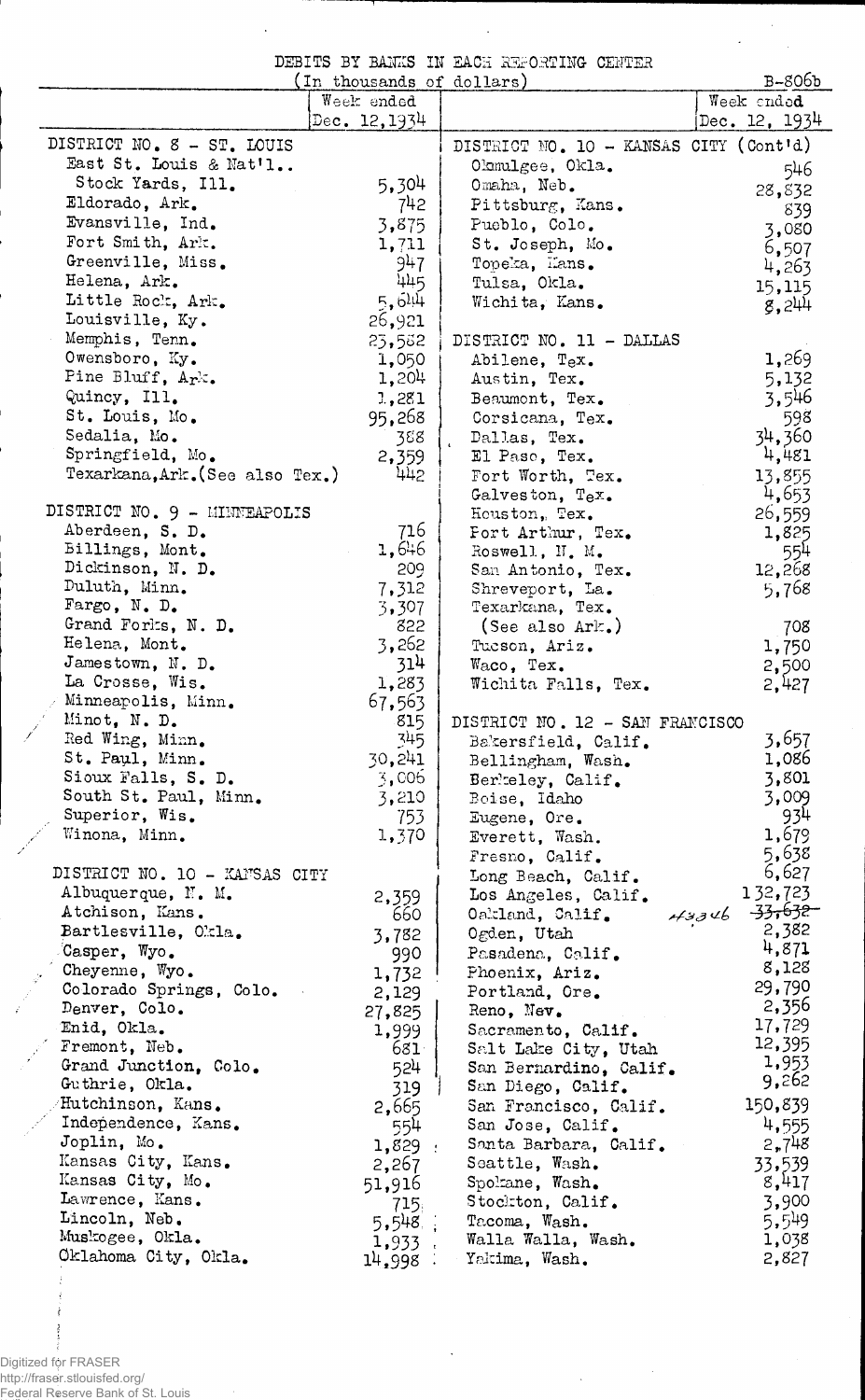DEBITS BY BANKS IN EACH REPORTING CENTER

(In thousands of dollars) B-806b

| | Week ended Dec. 12, 1934 | | Week ended Dec. 12, 1934 |
|---|---|---|---|
| DISTRICT NO. 8 - ST. LOUIS | | DISTRICT NO. 10 - KANSAS CITY (Cont'd) | |
| East St. Louis & Nat'l.. | | Okmulgee, Okla. | 546 |
| Stock Yards, Ill. | 5,304 | Omaha, Neb. | 28,832 |
| Eldorado, Ark. | 742 | Pittsburg, Kans. | 839 |
| Evansville, Ind. | 3,875 | Pueblo, Colo. | 3,080 |
| Fort Smith, Ark. | 1,711 | St. Joseph, Mo. | 6,507 |
| Greenville, Miss. | 947 | Topeka, Kans. | 4,263 |
| Helena, Ark. | 445 | Tulsa, Okla. | 15,115 |
| Little Rock, Ark. | 5,644 | Wichita, Kans. | 8,244 |
| Louisville, Ky. | 26,921 | | |
| Memphis, Tenn. | 25,582 | DISTRICT NO. 11 - DALLAS | |
| Owensboro, Ky. | 1,050 | Abilene, Tex. | 1,269 |
| Pine Bluff, Ark. | 1,204 | Austin, Tex. | 5,132 |
| Quincy, Ill. | 1,281 | Beaumont, Tex. | 3,546 |
| St. Louis, Mo. | 95,268 | Corsicana, Tex. | 598 |
| Sedalia, Mo. | 388 | Dallas, Tex. | 34,360 |
| Springfield, Mo. | 2,359 | El Paso, Tex. | 4,481 |
| Texarkana, Ark. (See also Tex.) | 442 | Fort Worth, Tex. | 13,855 |
| | | Galveston, Tex. | 4,653 |
| DISTRICT NO. 9 - MINNEAPOLIS | | Houston, Tex. | 26,559 |
| Aberdeen, S. D. | 716 | Port Arthur, Tex. | 1,825 |
| Billings, Mont. | 1,646 | Roswell, N. M. | 554 |
| Dickinson, N. D. | 209 | San Antonio, Tex. | 12,268 |
| Duluth, Minn. | 7,312 | Shreveport, La. | 5,768 |
| Fargo, N. D. | 3,307 | Texarkana, Tex. | |
| Grand Forks, N. D. | 822 | (See also Ark.) | 708 |
| Helena, Mont. | 3,262 | Tucson, Ariz. | 1,750 |
| Jamestown, N. D. | 314 | Waco, Tex. | 2,500 |
| La Crosse, Wis. | 1,283 | Wichita Falls, Tex. | 2,427 |
| Minneapolis, Minn. | 67,563 | | |
| Minot, N. D. | 815 | DISTRICT NO. 12 - SAN FRANCISCO | |
| Red Wing, Minn. | 345 | Bakersfield, Calif. | 3,657 |
| St. Paul, Minn. | 30,241 | Bellingham, Wash. | 1,086 |
| Sioux Falls, S. D. | 3,006 | Berkeley, Calif. | 3,801 |
| South St. Paul, Minn. | 3,210 | Boise, Idaho | 3,009 |
| Superior, Wis. | 753 | Eugene, Ore. | 934 |
| Winona, Minn. | 1,370 | Everett, Wash. | 1,679 |
| | | Fresno, Calif. | 5,638 |
| DISTRICT NO. 10 - KANSAS CITY | | Long Beach, Calif. | 6,627 |
| Albuquerque, N. M. | 2,359 | Los Angeles, Calif. | 132,723 |
| Atchison, Kans. | 660 | Oakland, Calif. | 43346 ~~33,632~~ |
| Bartlesville, Okla. | 3,782 | Ogden, Utah | 2,382 |
| Casper, Wyo. | 990 | Pasadena, Calif. | 4,871 |
| Cheyenne, Wyo. | 1,732 | Phoenix, Ariz. | 8,128 |
| Colorado Springs, Colo. | 2,129 | Portland, Ore. | 29,790 |
| Denver, Colo. | 27,825 | Reno, Nev. | 2,356 |
| Enid, Okla. | 1,999 | Sacramento, Calif. | 17,729 |
| Fremont, Neb. | 681 | Salt Lake City, Utah | 12,395 |
| Grand Junction, Colo. | 524 | San Bernardino, Calif. | 1,953 |
| Guthrie, Okla. | 319 | San Diego, Calif. | 9,262 |
| Hutchinson, Kans. | 2,665 | San Francisco, Calif. | 150,839 |
| Independence, Kans. | 554 | San Jose, Calif. | 4,555 |
| Joplin, Mo. | 1,829 | Santa Barbara, Calif. | 2,748 |
| Kansas City, Kans. | 2,267 | Seattle, Wash. | 33,539 |
| Kansas City, Mo. | 51,916 | Spokane, Wash. | 8,417 |
| Lawrence, Kans. | 715 | Stockton, Calif. | 3,900 |
| Lincoln, Neb. | 5,548 | Tacoma, Wash. | 5,549 |
| Muskogee, Okla. | 1,933 | Walla Walla, Wash. | 1,038 |
| Oklahoma City, Okla. | 14,998 | Yakima, Wash. | 2,827 |